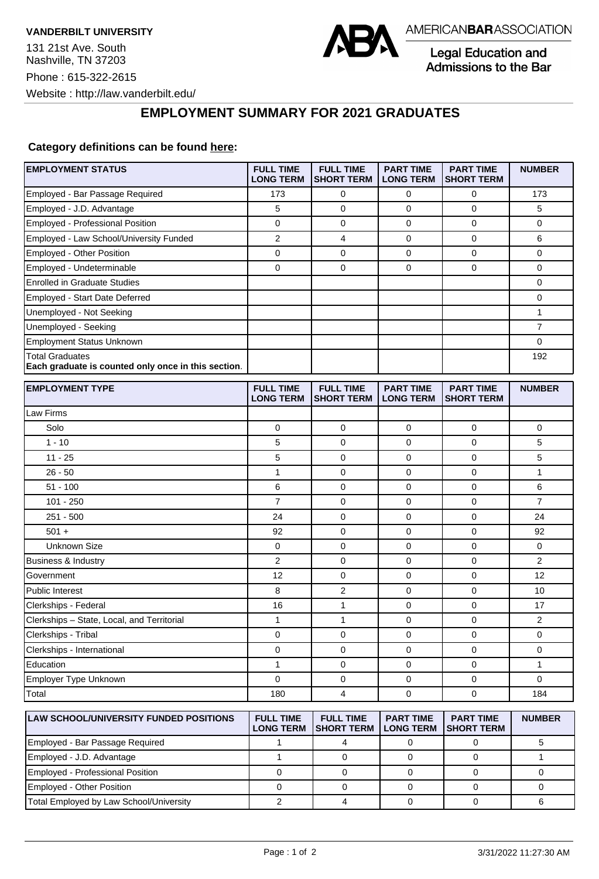**VANDERBILT UNIVERSITY**

131 21st Ave. South
Nashville, TN 37203

Phone : 615-322-2615

Website : http://law.vanderbilt.edu/

AMERICAN**BAR**ASSOCIATION

Legal Education and Admissions to the Bar

## EMPLOYMENT SUMMARY FOR 2021 GRADUATES

**Category definitions can be found here:**

| EMPLOYMENT STATUS | FULL TIME LONG TERM | FULL TIME SHORT TERM | PART TIME LONG TERM | PART TIME SHORT TERM | NUMBER |
|---|---|---|---|---|---|
| Employed - Bar Passage Required | 173 | 0 | 0 | 0 | 173 |
| Employed - J.D. Advantage | 5 | 0 | 0 | 0 | 5 |
| Employed - Professional Position | 0 | 0 | 0 | 0 | 0 |
| Employed - Law School/University Funded | 2 | 4 | 0 | 0 | 6 |
| Employed - Other Position | 0 | 0 | 0 | 0 | 0 |
| Employed - Undeterminable | 0 | 0 | 0 | 0 | 0 |
| Enrolled in Graduate Studies | | | | | 0 |
| Employed - Start Date Deferred | | | | | 0 |
| Unemployed - Not Seeking | | | | | 1 |
| Unemployed - Seeking | | | | | 7 |
| Employment Status Unknown | | | | | 0 |
| Total Graduates **Each graduate is counted only once in this section**. | | | | | 192 |

| EMPLOYMENT TYPE | FULL TIME LONG TERM | FULL TIME SHORT TERM | PART TIME LONG TERM | PART TIME SHORT TERM | NUMBER |
|---|---|---|---|---|---|
| Law Firms | | | | | |
| Solo | 0 | 0 | 0 | 0 | 0 |
| 1 - 10 | 5 | 0 | 0 | 0 | 5 |
| 11 - 25 | 5 | 0 | 0 | 0 | 5 |
| 26 - 50 | 1 | 0 | 0 | 0 | 1 |
| 51 - 100 | 6 | 0 | 0 | 0 | 6 |
| 101 - 250 | 7 | 0 | 0 | 0 | 7 |
| 251 - 500 | 24 | 0 | 0 | 0 | 24 |
| 501 + | 92 | 0 | 0 | 0 | 92 |
| Unknown Size | 0 | 0 | 0 | 0 | 0 |
| Business & Industry | 2 | 0 | 0 | 0 | 2 |
| Government | 12 | 0 | 0 | 0 | 12 |
| Public Interest | 8 | 2 | 0 | 0 | 10 |
| Clerkships - Federal | 16 | 1 | 0 | 0 | 17 |
| Clerkships – State, Local, and Territorial | 1 | 1 | 0 | 0 | 2 |
| Clerkships - Tribal | 0 | 0 | 0 | 0 | 0 |
| Clerkships - International | 0 | 0 | 0 | 0 | 0 |
| Education | 1 | 0 | 0 | 0 | 1 |
| Employer Type Unknown | 0 | 0 | 0 | 0 | 0 |
| Total | 180 | 4 | 0 | 0 | 184 |

| LAW SCHOOL/UNIVERSITY FUNDED POSITIONS | FULL TIME LONG TERM | FULL TIME SHORT TERM | PART TIME LONG TERM | PART TIME SHORT TERM | NUMBER |
|---|---|---|---|---|---|
| Employed - Bar Passage Required | 1 | 4 | 0 | 0 | 5 |
| Employed - J.D. Advantage | 1 | 0 | 0 | 0 | 1 |
| Employed - Professional Position | 0 | 0 | 0 | 0 | 0 |
| Employed - Other Position | 0 | 0 | 0 | 0 | 0 |
| Total Employed by Law School/University | 2 | 4 | 0 | 0 | 6 |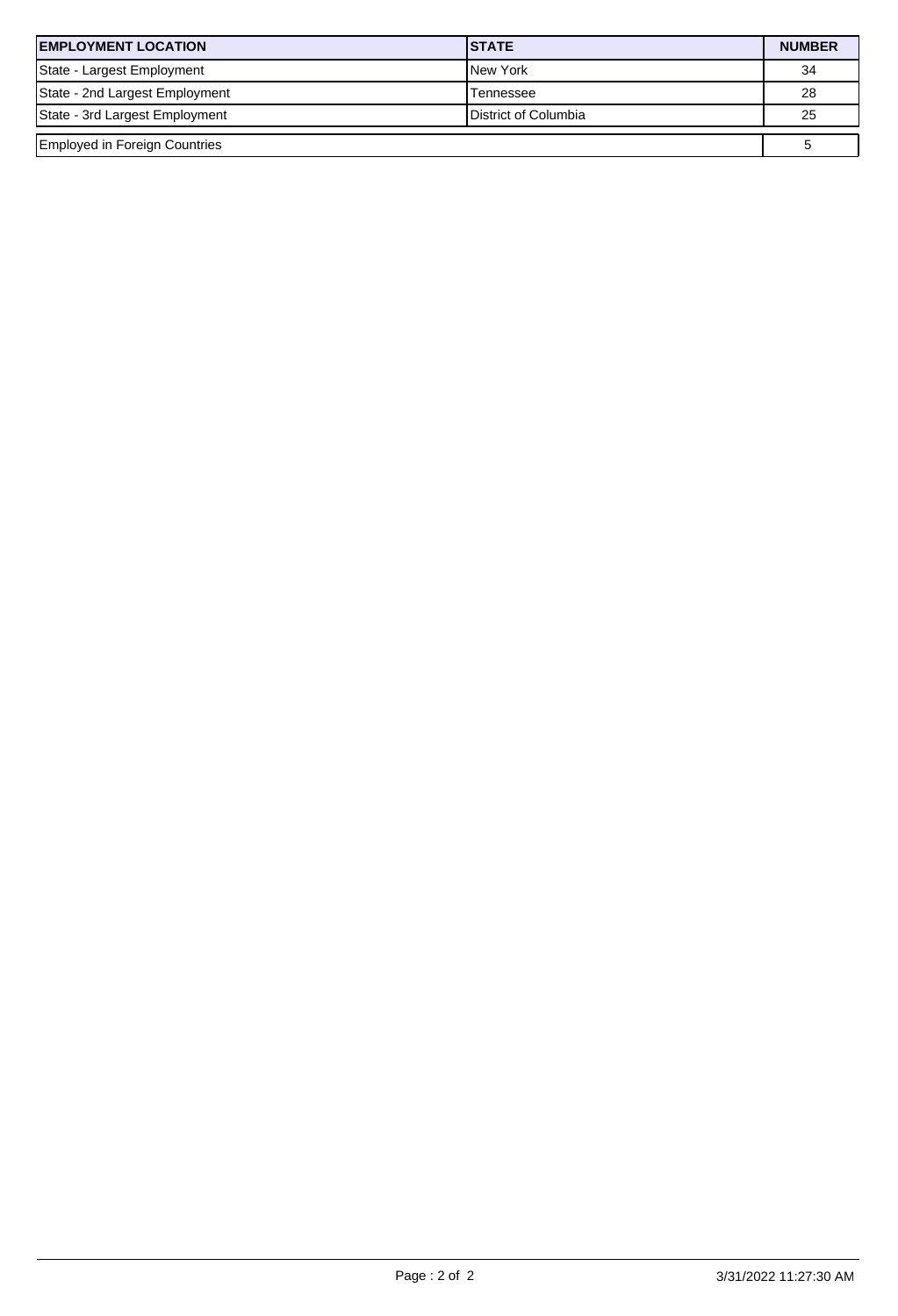| EMPLOYMENT LOCATION | STATE | NUMBER |
| --- | --- | --- |
| State - Largest Employment | New York | 34 |
| State - 2nd Largest Employment | Tennessee | 28 |
| State - 3rd Largest Employment | District of Columbia | 25 |
| Employed in Foreign Countries | | 5 |